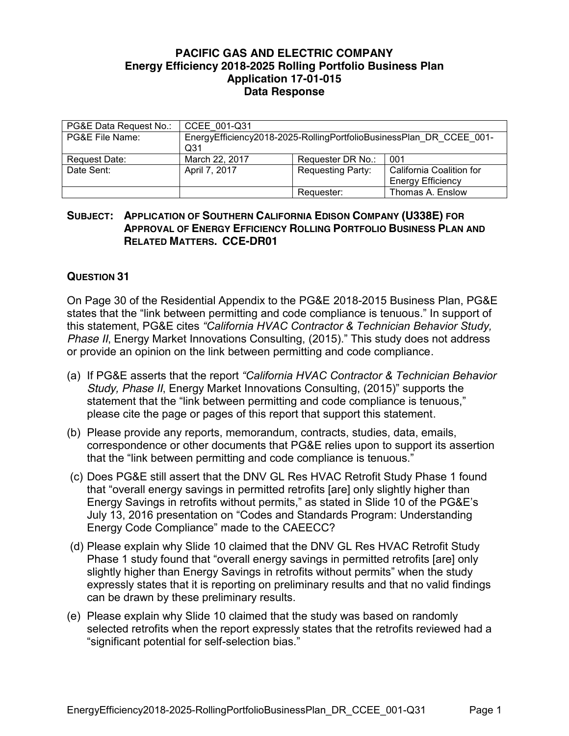# PACIFIC GAS AND ELECTRIC COMPANY
## Energy Efficiency 2018-2025 Rolling Portfolio Business Plan
## Application 17-01-015
## Data Response

| PG&E Data Request No.: | CCEE_001-Q31 | | |
|---|---|---|---|
| PG&E File Name: | EnergyEfficiency2018-2025-RollingPortfolioBusinessPlan_DR_CCEE_001-Q31 | | |
| Request Date: | March 22, 2017 | Requester DR No.: | 001 |
| Date Sent: | April 7, 2017 | Requesting Party: | California Coalition for Energy Efficiency |
| | | Requester: | Thomas A. Enslow |

**SUBJECT: APPLICATION OF SOUTHERN CALIFORNIA EDISON COMPANY (U338E) FOR APPROVAL OF ENERGY EFFICIENCY ROLLING PORTFOLIO BUSINESS PLAN AND RELATED MATTERS. CCE-DR01**

**QUESTION 31**

On Page 30 of the Residential Appendix to the PG&E 2018-2015 Business Plan, PG&E states that the "link between permitting and code compliance is tenuous." In support of this statement, PG&E cites *"California HVAC Contractor & Technician Behavior Study, Phase II*, Energy Market Innovations Consulting, (2015)." This study does not address or provide an opinion on the link between permitting and code compliance.

(a) If PG&E asserts that the report *"California HVAC Contractor & Technician Behavior Study, Phase II*, Energy Market Innovations Consulting, (2015)" supports the statement that the "link between permitting and code compliance is tenuous," please cite the page or pages of this report that support this statement.

(b) Please provide any reports, memorandum, contracts, studies, data, emails, correspondence or other documents that PG&E relies upon to support its assertion that the "link between permitting and code compliance is tenuous."

(c) Does PG&E still assert that the DNV GL Res HVAC Retrofit Study Phase 1 found that "overall energy savings in permitted retrofits [are] only slightly higher than Energy Savings in retrofits without permits," as stated in Slide 10 of the PG&E's July 13, 2016 presentation on "Codes and Standards Program: Understanding Energy Code Compliance" made to the CAEECC?

(d) Please explain why Slide 10 claimed that the DNV GL Res HVAC Retrofit Study Phase 1 study found that "overall energy savings in permitted retrofits [are] only slightly higher than Energy Savings in retrofits without permits" when the study expressly states that it is reporting on preliminary results and that no valid findings can be drawn by these preliminary results.

(e) Please explain why Slide 10 claimed that the study was based on randomly selected retrofits when the report expressly states that the retrofits reviewed had a "significant potential for self-selection bias."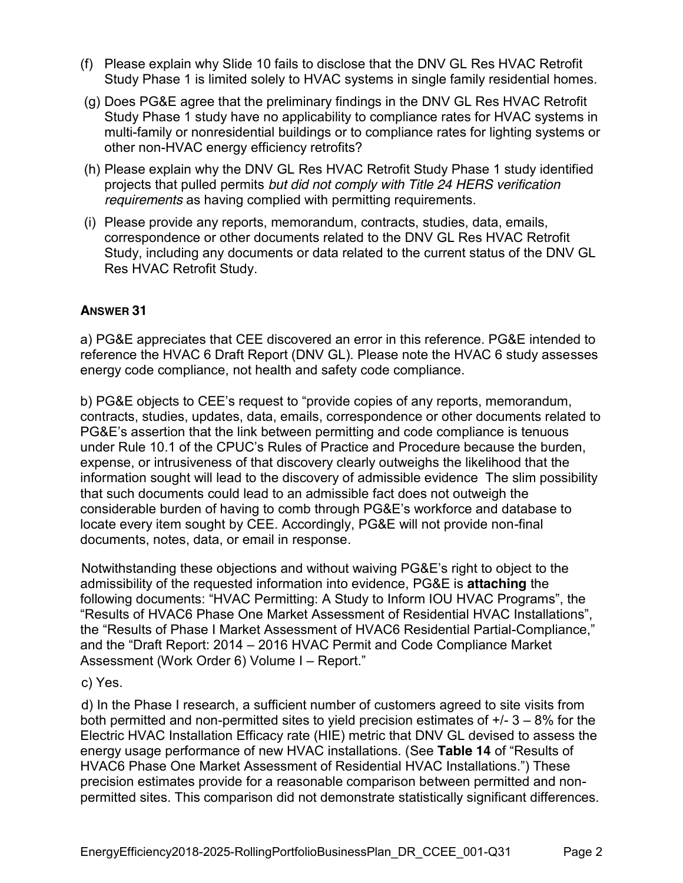(f) Please explain why Slide 10 fails to disclose that the DNV GL Res HVAC Retrofit Study Phase 1 is limited solely to HVAC systems in single family residential homes.

(g) Does PG&E agree that the preliminary findings in the DNV GL Res HVAC Retrofit Study Phase 1 study have no applicability to compliance rates for HVAC systems in multi-family or nonresidential buildings or to compliance rates for lighting systems or other non-HVAC energy efficiency retrofits?

(h) Please explain why the DNV GL Res HVAC Retrofit Study Phase 1 study identified projects that pulled permits *but did not comply with Title 24 HERS verification requirements* as having complied with permitting requirements.

(i) Please provide any reports, memorandum, contracts, studies, data, emails, correspondence or other documents related to the DNV GL Res HVAC Retrofit Study, including any documents or data related to the current status of the DNV GL Res HVAC Retrofit Study.

**ANSWER 31**

a) PG&E appreciates that CEE discovered an error in this reference. PG&E intended to reference the HVAC 6 Draft Report (DNV GL). Please note the HVAC 6 study assesses energy code compliance, not health and safety code compliance.

b) PG&E objects to CEE's request to "provide copies of any reports, memorandum, contracts, studies, updates, data, emails, correspondence or other documents related to PG&E's assertion that the link between permitting and code compliance is tenuous under Rule 10.1 of the CPUC's Rules of Practice and Procedure because the burden, expense, or intrusiveness of that discovery clearly outweighs the likelihood that the information sought will lead to the discovery of admissible evidence The slim possibility that such documents could lead to an admissible fact does not outweigh the considerable burden of having to comb through PG&E's workforce and database to locate every item sought by CEE. Accordingly, PG&E will not provide non-final documents, notes, data, or email in response.

Notwithstanding these objections and without waiving PG&E's right to object to the admissibility of the requested information into evidence, PG&E is **attaching** the following documents: "HVAC Permitting: A Study to Inform IOU HVAC Programs", the "Results of HVAC6 Phase One Market Assessment of Residential HVAC Installations", the "Results of Phase I Market Assessment of HVAC6 Residential Partial-Compliance," and the "Draft Report: 2014 – 2016 HVAC Permit and Code Compliance Market Assessment (Work Order 6) Volume I – Report."

c) Yes.

d) In the Phase I research, a sufficient number of customers agreed to site visits from both permitted and non-permitted sites to yield precision estimates of +/- 3 – 8% for the Electric HVAC Installation Efficacy rate (HIE) metric that DNV GL devised to assess the energy usage performance of new HVAC installations. (See **Table 14** of "Results of HVAC6 Phase One Market Assessment of Residential HVAC Installations.") These precision estimates provide for a reasonable comparison between permitted and non-permitted sites. This comparison did not demonstrate statistically significant differences.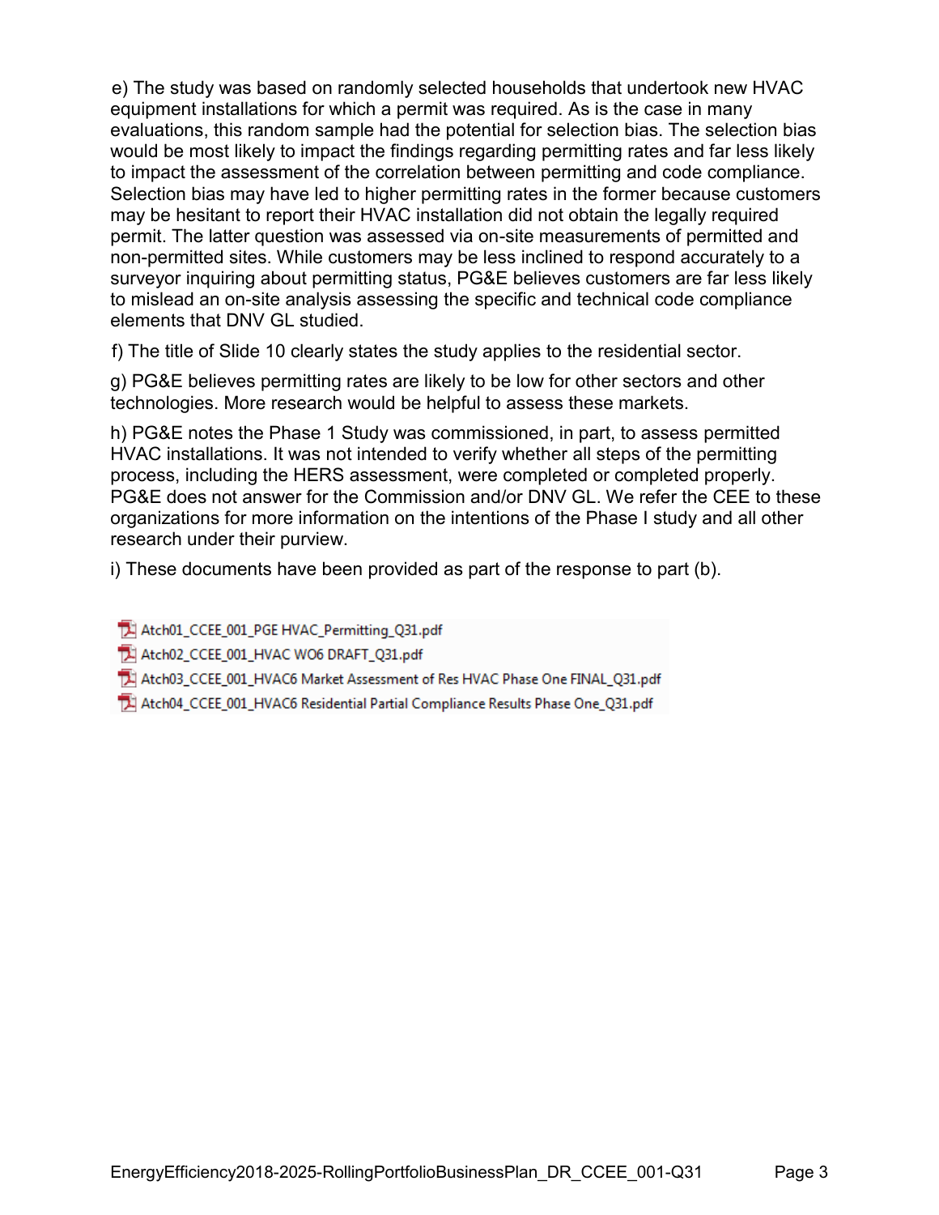e) The study was based on randomly selected households that undertook new HVAC equipment installations for which a permit was required. As is the case in many evaluations, this random sample had the potential for selection bias. The selection bias would be most likely to impact the findings regarding permitting rates and far less likely to impact the assessment of the correlation between permitting and code compliance. Selection bias may have led to higher permitting rates in the former because customers may be hesitant to report their HVAC installation did not obtain the legally required permit. The latter question was assessed via on-site measurements of permitted and non-permitted sites. While customers may be less inclined to respond accurately to a surveyor inquiring about permitting status, PG&E believes customers are far less likely to mislead an on-site analysis assessing the specific and technical code compliance elements that DNV GL studied.

f) The title of Slide 10 clearly states the study applies to the residential sector.

g) PG&E believes permitting rates are likely to be low for other sectors and other technologies. More research would be helpful to assess these markets.

h) PG&E notes the Phase 1 Study was commissioned, in part, to assess permitted HVAC installations. It was not intended to verify whether all steps of the permitting process, including the HERS assessment, were completed or completed properly. PG&E does not answer for the Commission and/or DNV GL. We refer the CEE to these organizations for more information on the intentions of the Phase I study and all other research under their purview.

i) These documents have been provided as part of the response to part (b).

- Atch01_CCEE_001_PGE HVAC_Permitting_Q31.pdf
- Atch02_CCEE_001_HVAC WO6 DRAFT_Q31.pdf
- Atch03_CCEE_001_HVAC6 Market Assessment of Res HVAC Phase One FINAL_Q31.pdf
- Atch04_CCEE_001_HVAC6 Residential Partial Compliance Results Phase One_Q31.pdf